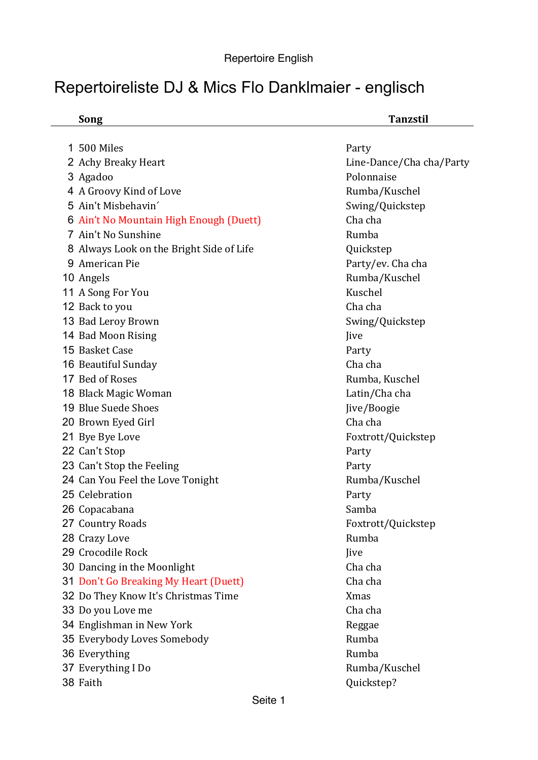# Repertoireliste DJ & Mics Flo Danklmaier - englisch

| | Song | Tanzstil |
|---|---|---|
| 1 | 500 Miles | Party |
| 2 | Achy Breaky Heart | Line-Dance/Cha cha/Party |
| 3 | Agadoo | Polonnaise |
| 4 | A Groovy Kind of Love | Rumba/Kuschel |
| 5 | Ain't Misbehavin´ | Swing/Quickstep |
| 6 | Ain't No Mountain High Enough (Duett) | Cha cha |
| 7 | Ain't No Sunshine | Rumba |
| 8 | Always Look on the Bright Side of Life | Quickstep |
| 9 | American Pie | Party/ev. Cha cha |
| 10 | Angels | Rumba/Kuschel |
| 11 | A Song For You | Kuschel |
| 12 | Back to you | Cha cha |
| 13 | Bad Leroy Brown | Swing/Quickstep |
| 14 | Bad Moon Rising | Jive |
| 15 | Basket Case | Party |
| 16 | Beautiful Sunday | Cha cha |
| 17 | Bed of Roses | Rumba, Kuschel |
| 18 | Black Magic Woman | Latin/Cha cha |
| 19 | Blue Suede Shoes | Jive/Boogie |
| 20 | Brown Eyed Girl | Cha cha |
| 21 | Bye Bye Love | Foxtrott/Quickstep |
| 22 | Can't Stop | Party |
| 23 | Can't Stop the Feeling | Party |
| 24 | Can You Feel the Love Tonight | Rumba/Kuschel |
| 25 | Celebration | Party |
| 26 | Copacabana | Samba |
| 27 | Country Roads | Foxtrott/Quickstep |
| 28 | Crazy Love | Rumba |
| 29 | Crocodile Rock | Jive |
| 30 | Dancing in the Moonlight | Cha cha |
| 31 | Don't Go Breaking My Heart (Duett) | Cha cha |
| 32 | Do They Know It's Christmas Time | Xmas |
| 33 | Do you Love me | Cha cha |
| 34 | Englishman in New York | Reggae |
| 35 | Everybody Loves Somebody | Rumba |
| 36 | Everything | Rumba |
| 37 | Everything I Do | Rumba/Kuschel |
| 38 | Faith | Quickstep? |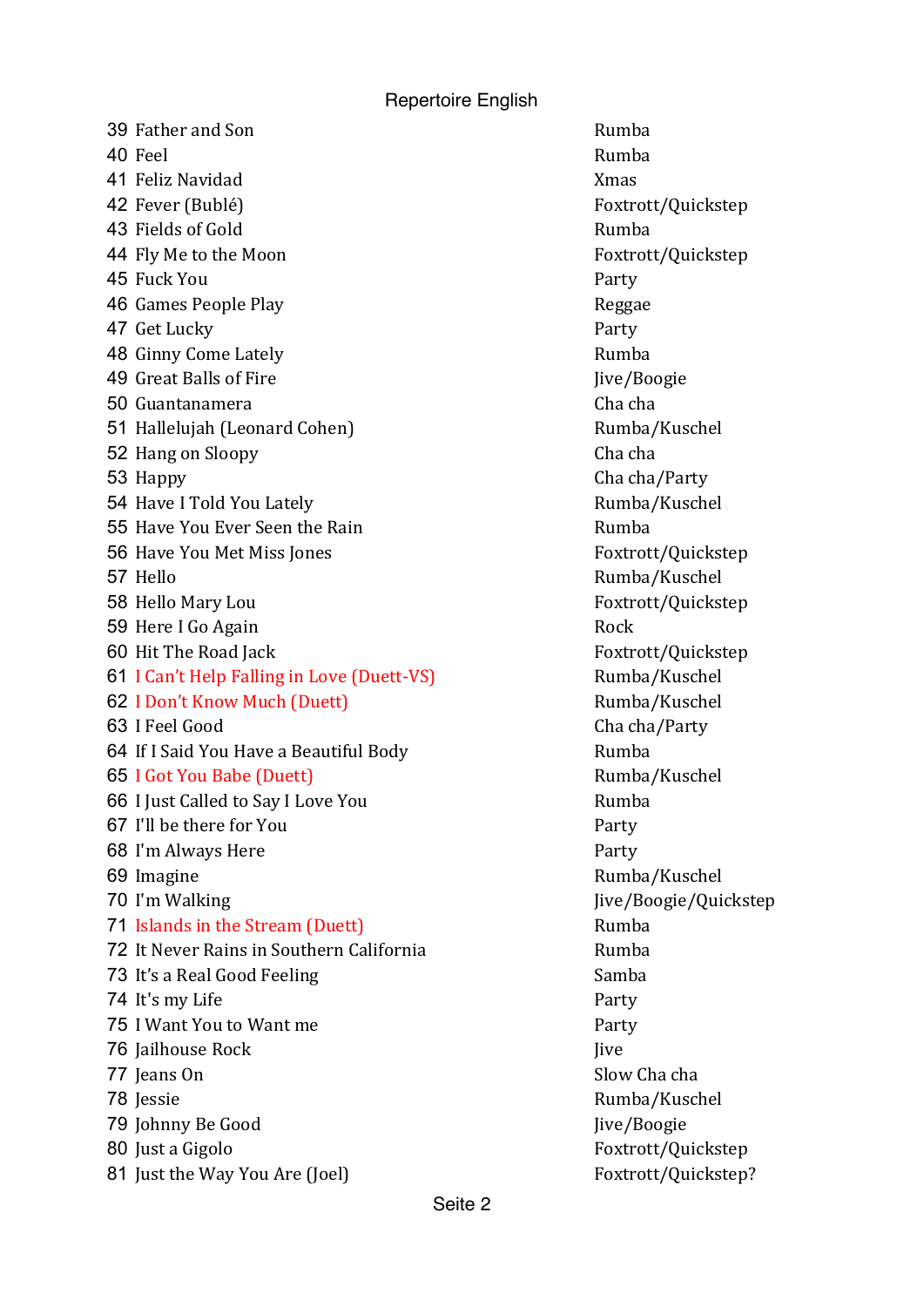Repertoire English

| | | |
|---|---|---|
| 39 | Father and Son | Rumba |
| 40 | Feel | Rumba |
| 41 | Feliz Navidad | Xmas |
| 42 | Fever (Bublé) | Foxtrott/Quickstep |
| 43 | Fields of Gold | Rumba |
| 44 | Fly Me to the Moon | Foxtrott/Quickstep |
| 45 | Fuck You | Party |
| 46 | Games People Play | Reggae |
| 47 | Get Lucky | Party |
| 48 | Ginny Come Lately | Rumba |
| 49 | Great Balls of Fire | Jive/Boogie |
| 50 | Guantanamera | Cha cha |
| 51 | Hallelujah (Leonard Cohen) | Rumba/Kuschel |
| 52 | Hang on Sloopy | Cha cha |
| 53 | Happy | Cha cha/Party |
| 54 | Have I Told You Lately | Rumba/Kuschel |
| 55 | Have You Ever Seen the Rain | Rumba |
| 56 | Have You Met Miss Jones | Foxtrott/Quickstep |
| 57 | Hello | Rumba/Kuschel |
| 58 | Hello Mary Lou | Foxtrott/Quickstep |
| 59 | Here I Go Again | Rock |
| 60 | Hit The Road Jack | Foxtrott/Quickstep |
| 61 | I Can't Help Falling in Love (Duett-VS) | Rumba/Kuschel |
| 62 | I Don't Know Much (Duett) | Rumba/Kuschel |
| 63 | I Feel Good | Cha cha/Party |
| 64 | If I Said You Have a Beautiful Body | Rumba |
| 65 | I Got You Babe (Duett) | Rumba/Kuschel |
| 66 | I Just Called to Say I Love You | Rumba |
| 67 | I'll be there for You | Party |
| 68 | I'm Always Here | Party |
| 69 | Imagine | Rumba/Kuschel |
| 70 | I'm Walking | Jive/Boogie/Quickstep |
| 71 | Islands in the Stream (Duett) | Rumba |
| 72 | It Never Rains in Southern California | Rumba |
| 73 | It's a Real Good Feeling | Samba |
| 74 | It's my Life | Party |
| 75 | I Want You to Want me | Party |
| 76 | Jailhouse Rock | Jive |
| 77 | Jeans On | Slow Cha cha |
| 78 | Jessie | Rumba/Kuschel |
| 79 | Johnny Be Good | Jive/Boogie |
| 80 | Just a Gigolo | Foxtrott/Quickstep |
| 81 | Just the Way You Are (Joel) | Foxtrott/Quickstep? |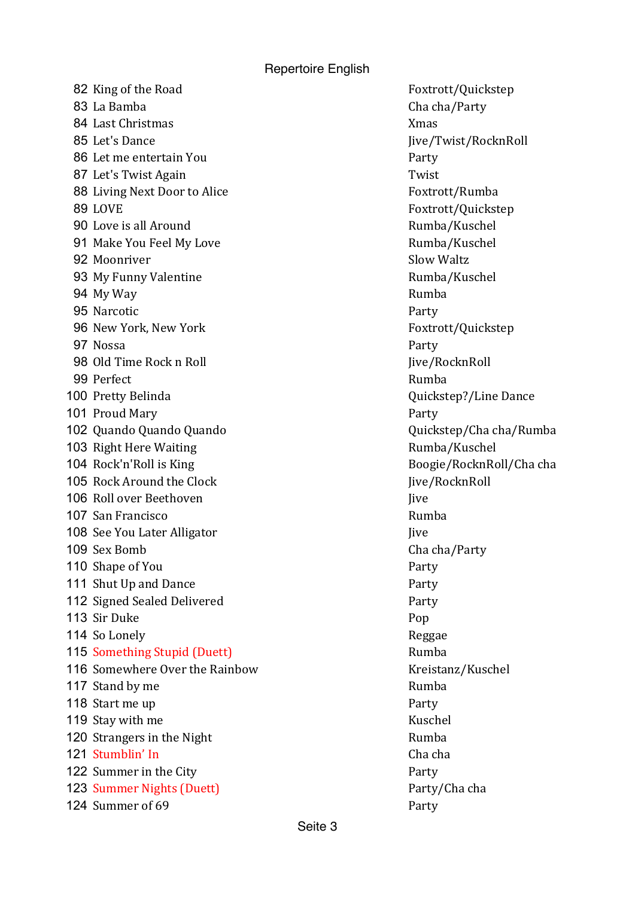Repertoire English

| | | |
|---|---|---|
| 82 | King of the Road | Foxtrott/Quickstep |
| 83 | La Bamba | Cha cha/Party |
| 84 | Last Christmas | Xmas |
| 85 | Let's Dance | Jive/Twist/RocknRoll |
| 86 | Let me entertain You | Party |
| 87 | Let's Twist Again | Twist |
| 88 | Living Next Door to Alice | Foxtrott/Rumba |
| 89 | LOVE | Foxtrott/Quickstep |
| 90 | Love is all Around | Rumba/Kuschel |
| 91 | Make You Feel My Love | Rumba/Kuschel |
| 92 | Moonriver | Slow Waltz |
| 93 | My Funny Valentine | Rumba/Kuschel |
| 94 | My Way | Rumba |
| 95 | Narcotic | Party |
| 96 | New York, New York | Foxtrott/Quickstep |
| 97 | Nossa | Party |
| 98 | Old Time Rock n Roll | Jive/RocknRoll |
| 99 | Perfect | Rumba |
| 100 | Pretty Belinda | Quickstep?/Line Dance |
| 101 | Proud Mary | Party |
| 102 | Quando Quando Quando | Quickstep/Cha cha/Rumba |
| 103 | Right Here Waiting | Rumba/Kuschel |
| 104 | Rock'n'Roll is King | Boogie/RocknRoll/Cha cha |
| 105 | Rock Around the Clock | Jive/RocknRoll |
| 106 | Roll over Beethoven | Jive |
| 107 | San Francisco | Rumba |
| 108 | See You Later Alligator | Jive |
| 109 | Sex Bomb | Cha cha/Party |
| 110 | Shape of You | Party |
| 111 | Shut Up and Dance | Party |
| 112 | Signed Sealed Delivered | Party |
| 113 | Sir Duke | Pop |
| 114 | So Lonely | Reggae |
| 115 | Something Stupid (Duett) | Rumba |
| 116 | Somewhere Over the Rainbow | Kreistanz/Kuschel |
| 117 | Stand by me | Rumba |
| 118 | Start me up | Party |
| 119 | Stay with me | Kuschel |
| 120 | Strangers in the Night | Rumba |
| 121 | Stumblin' In | Cha cha |
| 122 | Summer in the City | Party |
| 123 | Summer Nights (Duett) | Party/Cha cha |
| 124 | Summer of 69 | Party |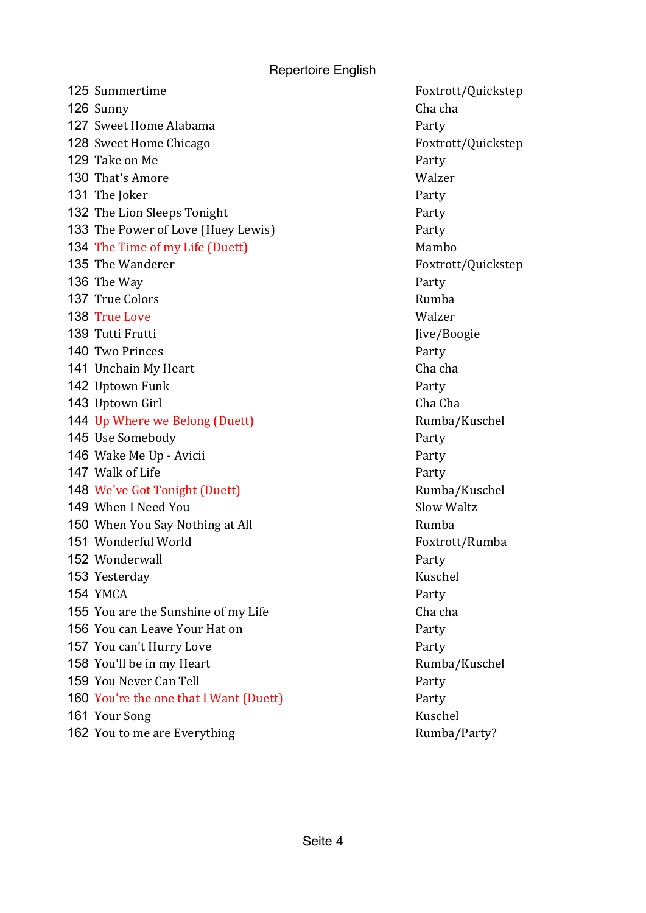Repertoire English

| | | |
|---|---|---|
| 125 | Summertime | Foxtrott/Quickstep |
| 126 | Sunny | Cha cha |
| 127 | Sweet Home Alabama | Party |
| 128 | Sweet Home Chicago | Foxtrott/Quickstep |
| 129 | Take on Me | Party |
| 130 | That's Amore | Walzer |
| 131 | The Joker | Party |
| 132 | The Lion Sleeps Tonight | Party |
| 133 | The Power of Love (Huey Lewis) | Party |
| 134 | The Time of my Life (Duett) | Mambo |
| 135 | The Wanderer | Foxtrott/Quickstep |
| 136 | The Way | Party |
| 137 | True Colors | Rumba |
| 138 | True Love | Walzer |
| 139 | Tutti Frutti | Jive/Boogie |
| 140 | Two Princes | Party |
| 141 | Unchain My Heart | Cha cha |
| 142 | Uptown Funk | Party |
| 143 | Uptown Girl | Cha Cha |
| 144 | Up Where we Belong (Duett) | Rumba/Kuschel |
| 145 | Use Somebody | Party |
| 146 | Wake Me Up - Avicii | Party |
| 147 | Walk of Life | Party |
| 148 | We've Got Tonight (Duett) | Rumba/Kuschel |
| 149 | When I Need You | Slow Waltz |
| 150 | When You Say Nothing at All | Rumba |
| 151 | Wonderful World | Foxtrott/Rumba |
| 152 | Wonderwall | Party |
| 153 | Yesterday | Kuschel |
| 154 | YMCA | Party |
| 155 | You are the Sunshine of my Life | Cha cha |
| 156 | You can Leave Your Hat on | Party |
| 157 | You can't Hurry Love | Party |
| 158 | You'll be in my Heart | Rumba/Kuschel |
| 159 | You Never Can Tell | Party |
| 160 | You're the one that I Want (Duett) | Party |
| 161 | Your Song | Kuschel |
| 162 | You to me are Everything | Rumba/Party? |